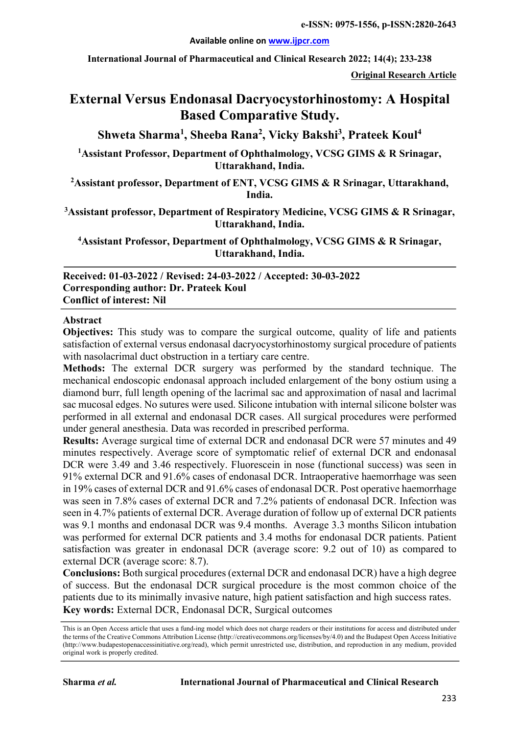e-ISSN: 0975-1556, p-ISSN:2820-2643

Available online on www.ijpcr.com

International Journal of Pharmaceutical and Clinical Research 2022; 14(4); 233-238

**Original Research Article**

# External Versus Endonasal Dacryocystorhinostomy: A Hospital Based Comparative Study.

**Shweta Sharma[1], Sheeba Rana[2], Vicky Bakshi[3], Prateek Koul[4]**

**[1]Assistant Professor, Department of Ophthalmology, VCSG GIMS & R Srinagar, Uttarakhand, India.**

**[2]Assistant professor, Department of ENT, VCSG GIMS & R Srinagar, Uttarakhand, India.**

**[3]Assistant professor, Department of Respiratory Medicine, VCSG GIMS & R Srinagar, Uttarakhand, India.**

**[4]Assistant Professor, Department of Ophthalmology, VCSG GIMS & R Srinagar, Uttarakhand, India.**

**Received: 01-03-2022 / Revised: 24-03-2022 / Accepted: 30-03-2022**
**Corresponding author: Dr. Prateek Koul**
**Conflict of interest: Nil**

## Abstract

**Objectives:** This study was to compare the surgical outcome, quality of life and patients satisfaction of external versus endonasal dacryocystorhinostomy surgical procedure of patients with nasolacrimal duct obstruction in a tertiary care centre.

**Methods:** The external DCR surgery was performed by the standard technique. The mechanical endoscopic endonasal approach included enlargement of the bony ostium using a diamond burr, full length opening of the lacrimal sac and approximation of nasal and lacrimal sac mucosal edges. No sutures were used. Silicone intubation with internal silicone bolster was performed in all external and endonasal DCR cases. All surgical procedures were performed under general anesthesia. Data was recorded in prescribed performa.

**Results:** Average surgical time of external DCR and endonasal DCR were 57 minutes and 49 minutes respectively. Average score of symptomatic relief of external DCR and endonasal DCR were 3.49 and 3.46 respectively. Fluorescein in nose (functional success) was seen in 91% external DCR and 91.6% cases of endonasal DCR. Intraoperative haemorrhage was seen in 19% cases of external DCR and 91.6% cases of endonasal DCR. Post operative haemorrhage was seen in 7.8% cases of external DCR and 7.2% patients of endonasal DCR. Infection was seen in 4.7% patients of external DCR. Average duration of follow up of external DCR patients was 9.1 months and endonasal DCR was 9.4 months. Average 3.3 months Silicon intubation was performed for external DCR patients and 3.4 moths for endonasal DCR patients. Patient satisfaction was greater in endonasal DCR (average score: 9.2 out of 10) as compared to external DCR (average score: 8.7).

**Conclusions:** Both surgical procedures (external DCR and endonasal DCR) have a high degree of success. But the endonasal DCR surgical procedure is the most common choice of the patients due to its minimally invasive nature, high patient satisfaction and high success rates.

**Key words:** External DCR, Endonasal DCR, Surgical outcomes

This is an Open Access article that uses a fund-ing model which does not charge readers or their institutions for access and distributed under the terms of the Creative Commons Attribution License (http://creativecommons.org/licenses/by/4.0) and the Budapest Open Access Initiative (http://www.budapestopenaccessinitiative.org/read), which permit unrestricted use, distribution, and reproduction in any medium, provided original work is properly credited.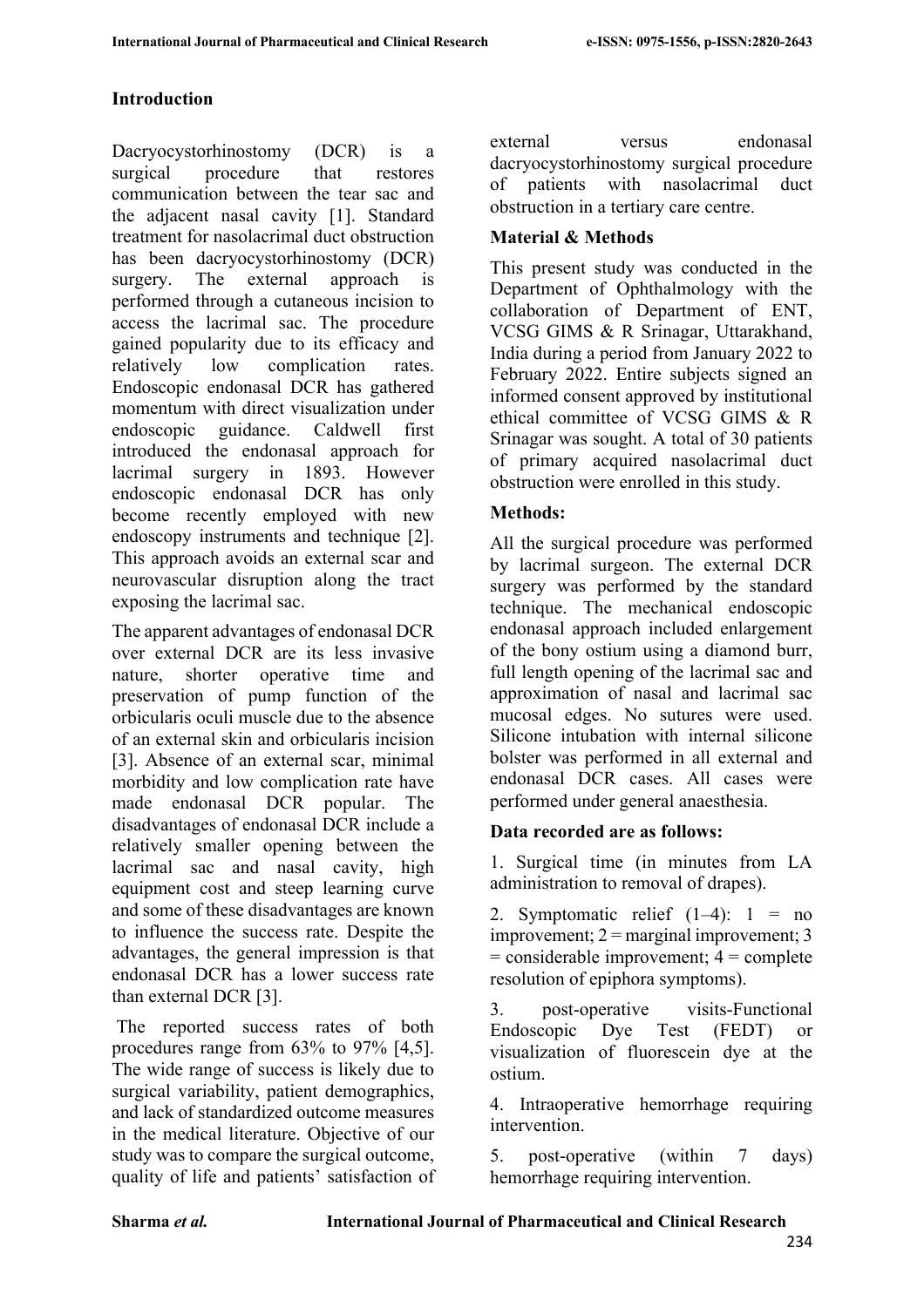## Introduction

Dacryocystorhinostomy (DCR) is a surgical procedure that restores communication between the tear sac and the adjacent nasal cavity [1]. Standard treatment for nasolacrimal duct obstruction has been dacryocystorhinostomy (DCR) surgery. The external approach is performed through a cutaneous incision to access the lacrimal sac. The procedure gained popularity due to its efficacy and relatively low complication rates. Endoscopic endonasal DCR has gathered momentum with direct visualization under endoscopic guidance. Caldwell first introduced the endonasal approach for lacrimal surgery in 1893. However endoscopic endonasal DCR has only become recently employed with new endoscopy instruments and technique [2]. This approach avoids an external scar and neurovascular disruption along the tract exposing the lacrimal sac.

The apparent advantages of endonasal DCR over external DCR are its less invasive nature, shorter operative time and preservation of pump function of the orbicularis oculi muscle due to the absence of an external skin and orbicularis incision [3]. Absence of an external scar, minimal morbidity and low complication rate have made endonasal DCR popular. The disadvantages of endonasal DCR include a relatively smaller opening between the lacrimal sac and nasal cavity, high equipment cost and steep learning curve and some of these disadvantages are known to influence the success rate. Despite the advantages, the general impression is that endonasal DCR has a lower success rate than external DCR [3].

The reported success rates of both procedures range from 63% to 97% [4,5]. The wide range of success is likely due to surgical variability, patient demographics, and lack of standardized outcome measures in the medical literature. Objective of our study was to compare the surgical outcome, quality of life and patients' satisfaction of external versus endonasal dacryocystorhinostomy surgical procedure of patients with nasolacrimal duct obstruction in a tertiary care centre.

## Material & Methods

This present study was conducted in the Department of Ophthalmology with the collaboration of Department of ENT, VCSG GIMS & R Srinagar, Uttarakhand, India during a period from January 2022 to February 2022. Entire subjects signed an informed consent approved by institutional ethical committee of VCSG GIMS & R Srinagar was sought. A total of 30 patients of primary acquired nasolacrimal duct obstruction were enrolled in this study.

### Methods:

All the surgical procedure was performed by lacrimal surgeon. The external DCR surgery was performed by the standard technique. The mechanical endoscopic endonasal approach included enlargement of the bony ostium using a diamond burr, full length opening of the lacrimal sac and approximation of nasal and lacrimal sac mucosal edges. No sutures were used. Silicone intubation with internal silicone bolster was performed in all external and endonasal DCR cases. All cases were performed under general anaesthesia.

### Data recorded are as follows:

1. Surgical time (in minutes from LA administration to removal of drapes).

2. Symptomatic relief (1–4): 1 = no improvement; 2 = marginal improvement; 3 = considerable improvement; 4 = complete resolution of epiphora symptoms).

3. post-operative visits-Functional Endoscopic Dye Test (FEDT) or visualization of fluorescein dye at the ostium.

4. Intraoperative hemorrhage requiring intervention.

5. post-operative (within 7 days) hemorrhage requiring intervention.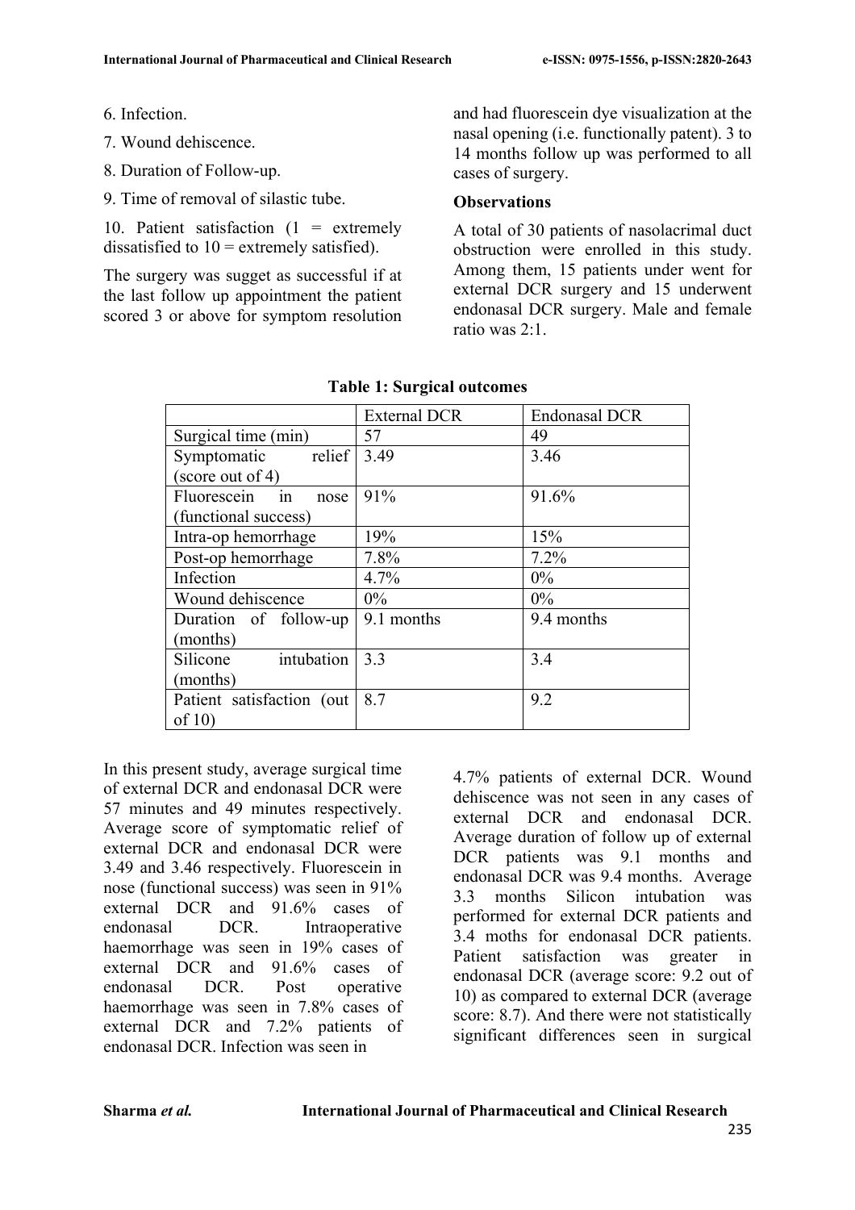6. Infection.

7. Wound dehiscence.

8. Duration of Follow-up.

9. Time of removal of silastic tube.

10. Patient satisfaction (1 = extremely dissatisfied to 10 = extremely satisfied).

The surgery was sugget as successful if at the last follow up appointment the patient scored 3 or above for symptom resolution and had fluorescein dye visualization at the nasal opening (i.e. functionally patent). 3 to 14 months follow up was performed to all cases of surgery.

**Observations**

A total of 30 patients of nasolacrimal duct obstruction were enrolled in this study. Among them, 15 patients under went for external DCR surgery and 15 underwent endonasal DCR surgery. Male and female ratio was 2:1.

**Table 1: Surgical outcomes**

| | External DCR | Endonasal DCR |
|---|---|---|
| Surgical time (min) | 57 | 49 |
| Symptomatic relief (score out of 4) | 3.49 | 3.46 |
| Fluorescein in nose (functional success) | 91% | 91.6% |
| Intra-op hemorrhage | 19% | 15% |
| Post-op hemorrhage | 7.8% | 7.2% |
| Infection | 4.7% | 0% |
| Wound dehiscence | 0% | 0% |
| Duration of follow-up (months) | 9.1 months | 9.4 months |
| Silicone intubation (months) | 3.3 | 3.4 |
| Patient satisfaction (out of 10) | 8.7 | 9.2 |

In this present study, average surgical time of external DCR and endonasal DCR were 57 minutes and 49 minutes respectively. Average score of symptomatic relief of external DCR and endonasal DCR were 3.49 and 3.46 respectively. Fluorescein in nose (functional success) was seen in 91% external DCR and 91.6% cases of endonasal DCR. Intraoperative haemorrhage was seen in 19% cases of external DCR and 91.6% cases of endonasal DCR. Post operative haemorrhage was seen in 7.8% cases of external DCR and 7.2% patients of endonasal DCR. Infection was seen in 4.7% patients of external DCR. Wound dehiscence was not seen in any cases of external DCR and endonasal DCR. Average duration of follow up of external DCR patients was 9.1 months and endonasal DCR was 9.4 months. Average 3.3 months Silicon intubation was performed for external DCR patients and 3.4 moths for endonasal DCR patients. Patient satisfaction was greater in endonasal DCR (average score: 9.2 out of 10) as compared to external DCR (average score: 8.7). And there were not statistically significant differences seen in surgical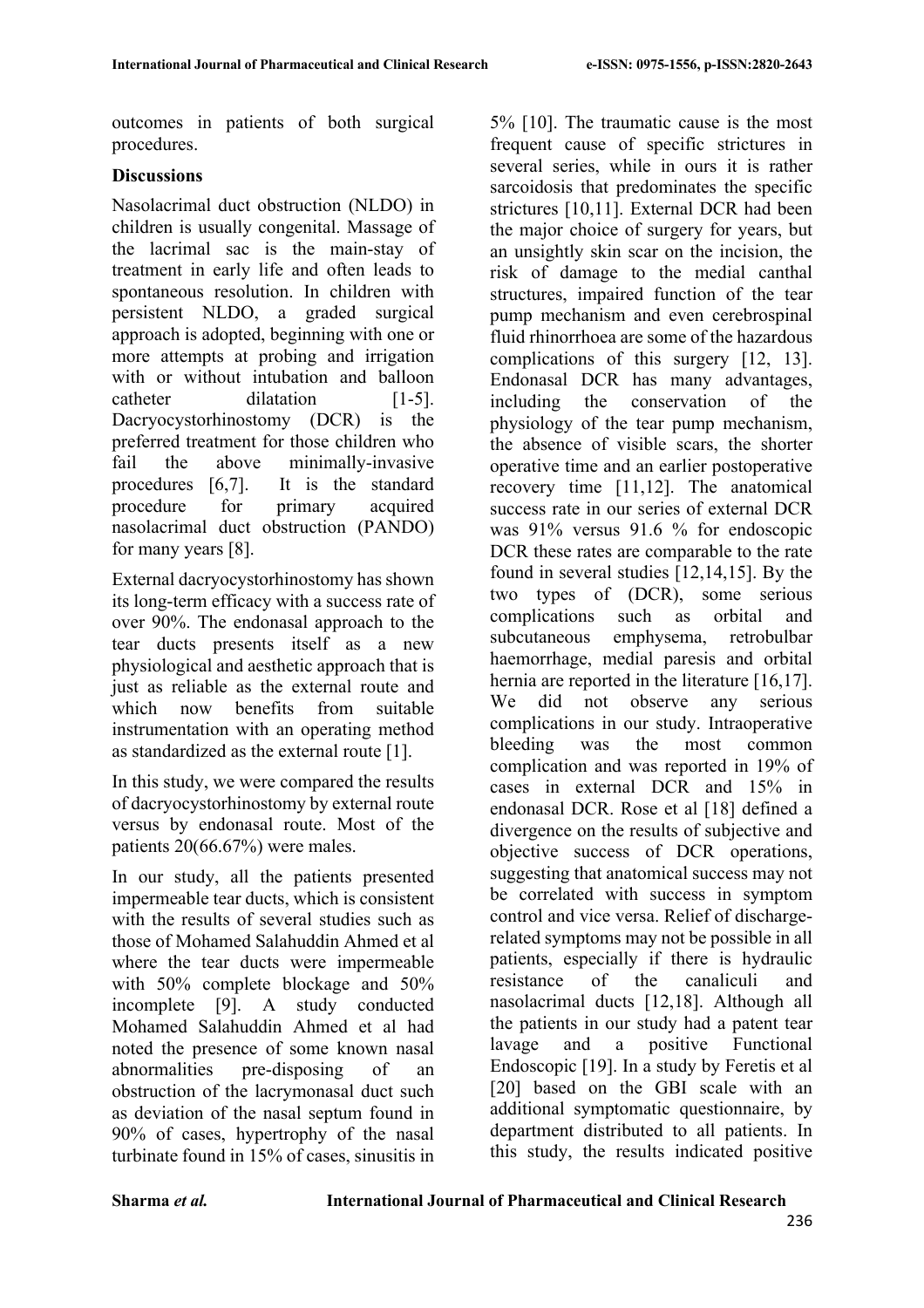outcomes in patients of both surgical procedures.

## Discussions

Nasolacrimal duct obstruction (NLDO) in children is usually congenital. Massage of the lacrimal sac is the main-stay of treatment in early life and often leads to spontaneous resolution. In children with persistent NLDO, a graded surgical approach is adopted, beginning with one or more attempts at probing and irrigation with or without intubation and balloon catheter dilatation [1-5]. Dacryocystorhinostomy (DCR) is the preferred treatment for those children who fail the above minimally-invasive procedures [6,7]. It is the standard procedure for primary acquired nasolacrimal duct obstruction (PANDO) for many years [8].

External dacryocystorhinostomy has shown its long-term efficacy with a success rate of over 90%. The endonasal approach to the tear ducts presents itself as a new physiological and aesthetic approach that is just as reliable as the external route and which now benefits from suitable instrumentation with an operating method as standardized as the external route [1].

In this study, we were compared the results of dacryocystorhinostomy by external route versus by endonasal route. Most of the patients 20(66.67%) were males.

In our study, all the patients presented impermeable tear ducts, which is consistent with the results of several studies such as those of Mohamed Salahuddin Ahmed et al where the tear ducts were impermeable with 50% complete blockage and 50% incomplete [9]. A study conducted Mohamed Salahuddin Ahmed et al had noted the presence of some known nasal abnormalities pre-disposing of an obstruction of the lacrymonasal duct such as deviation of the nasal septum found in 90% of cases, hypertrophy of the nasal turbinate found in 15% of cases, sinusitis in 5% [10]. The traumatic cause is the most frequent cause of specific strictures in several series, while in ours it is rather sarcoidosis that predominates the specific strictures [10,11]. External DCR had been the major choice of surgery for years, but an unsightly skin scar on the incision, the risk of damage to the medial canthal structures, impaired function of the tear pump mechanism and even cerebrospinal fluid rhinorrhoea are some of the hazardous complications of this surgery [12, 13]. Endonasal DCR has many advantages, including the conservation of the physiology of the tear pump mechanism, the absence of visible scars, the shorter operative time and an earlier postoperative recovery time [11,12]. The anatomical success rate in our series of external DCR was 91% versus 91.6 % for endoscopic DCR these rates are comparable to the rate found in several studies [12,14,15]. By the two types of (DCR), some serious complications such as orbital and subcutaneous emphysema, retrobulbar haemorrhage, medial paresis and orbital hernia are reported in the literature [16,17]. We did not observe any serious complications in our study. Intraoperative bleeding was the most common complication and was reported in 19% of cases in external DCR and 15% in endonasal DCR. Rose et al [18] defined a divergence on the results of subjective and objective success of DCR operations, suggesting that anatomical success may not be correlated with success in symptom control and vice versa. Relief of discharge-related symptoms may not be possible in all patients, especially if there is hydraulic resistance of the canaliculi and nasolacrimal ducts [12,18]. Although all the patients in our study had a patent tear lavage and a positive Functional Endoscopic [19]. In a study by Feretis et al [20] based on the GBI scale with an additional symptomatic questionnaire, by department distributed to all patients. In this study, the results indicated positive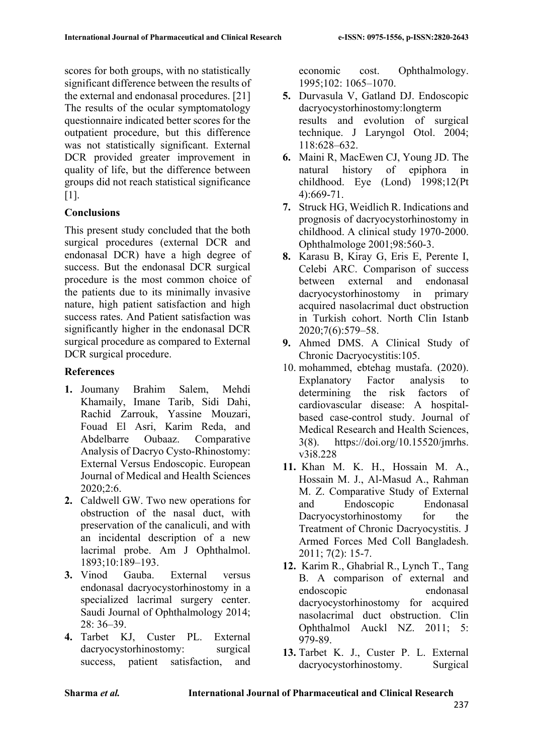scores for both groups, with no statistically significant difference between the results of the external and endonasal procedures. [21] The results of the ocular symptomatology questionnaire indicated better scores for the outpatient procedure, but this difference was not statistically significant. External DCR provided greater improvement in quality of life, but the difference between groups did not reach statistical significance [1].

## Conclusions

This present study concluded that the both surgical procedures (external DCR and endonasal DCR) have a high degree of success. But the endonasal DCR surgical procedure is the most common choice of the patients due to its minimally invasive nature, high patient satisfaction and high success rates. And Patient satisfaction was significantly higher in the endonasal DCR surgical procedure as compared to External DCR surgical procedure.

## References

1. Joumany Brahim Salem, Mehdi Khamaily, Imane Tarib, Sidi Dahi, Rachid Zarrouk, Yassine Mouzari, Fouad El Asri, Karim Reda, and Abdelbarre Oubaaz. Comparative Analysis of Dacryo Cysto-Rhinostomy: External Versus Endoscopic. European Journal of Medical and Health Sciences 2020;2:6.
2. Caldwell GW. Two new operations for obstruction of the nasal duct, with preservation of the canaliculi, and with an incidental description of a new lacrimal probe. Am J Ophthalmol. 1893;10:189–193.
3. Vinod Gauba. External versus endonasal dacryocystorhinostomy in a specialized lacrimal surgery center. Saudi Journal of Ophthalmology 2014; 28: 36–39.
4. Tarbet KJ, Custer PL. External dacryocystorhinostomy: surgical success, patient satisfaction, and economic cost. Ophthalmology. 1995;102: 1065–1070.
5. Durvasula V, Gatland DJ. Endoscopic dacryocystorhinostomy:longterm results and evolution of surgical technique. J Laryngol Otol. 2004; 118:628–632.
6. Maini R, MacEwen CJ, Young JD. The natural history of epiphora in childhood. Eye (Lond) 1998;12(Pt 4):669-71.
7. Struck HG, Weidlich R. Indications and prognosis of dacryocystorhinostomy in childhood. A clinical study 1970-2000. Ophthalmologe 2001;98:560-3.
8. Karasu B, Kiray G, Eris E, Perente I, Celebi ARC. Comparison of success between external and endonasal dacryocystorhinostomy in primary acquired nasolacrimal duct obstruction in Turkish cohort. North Clin Istanb 2020;7(6):579–58.
9. Ahmed DMS. A Clinical Study of Chronic Dacryocystitis:105.
10. mohammed, ebtehag mustafa. (2020). Explanatory Factor analysis to determining the risk factors of cardiovascular disease: A hospital-based case-control study. Journal of Medical Research and Health Sciences, 3(8). https://doi.org/10.15520/jmrhs.v3i8.228
11. Khan M. K. H., Hossain M. A., Hossain M. J., Al-Masud A., Rahman M. Z. Comparative Study of External and Endoscopic Endonasal Dacryocystorhinostomy for the Treatment of Chronic Dacryocystitis. J Armed Forces Med Coll Bangladesh. 2011; 7(2): 15-7.
12. Karim R., Ghabrial R., Lynch T., Tang B. A comparison of external and endoscopic endonasal dacryocystorhinostomy for acquired nasolacrimal duct obstruction. Clin Ophthalmol Auckl NZ. 2011; 5: 979-89.
13. Tarbet K. J., Custer P. L. External dacryocystorhinostomy. Surgical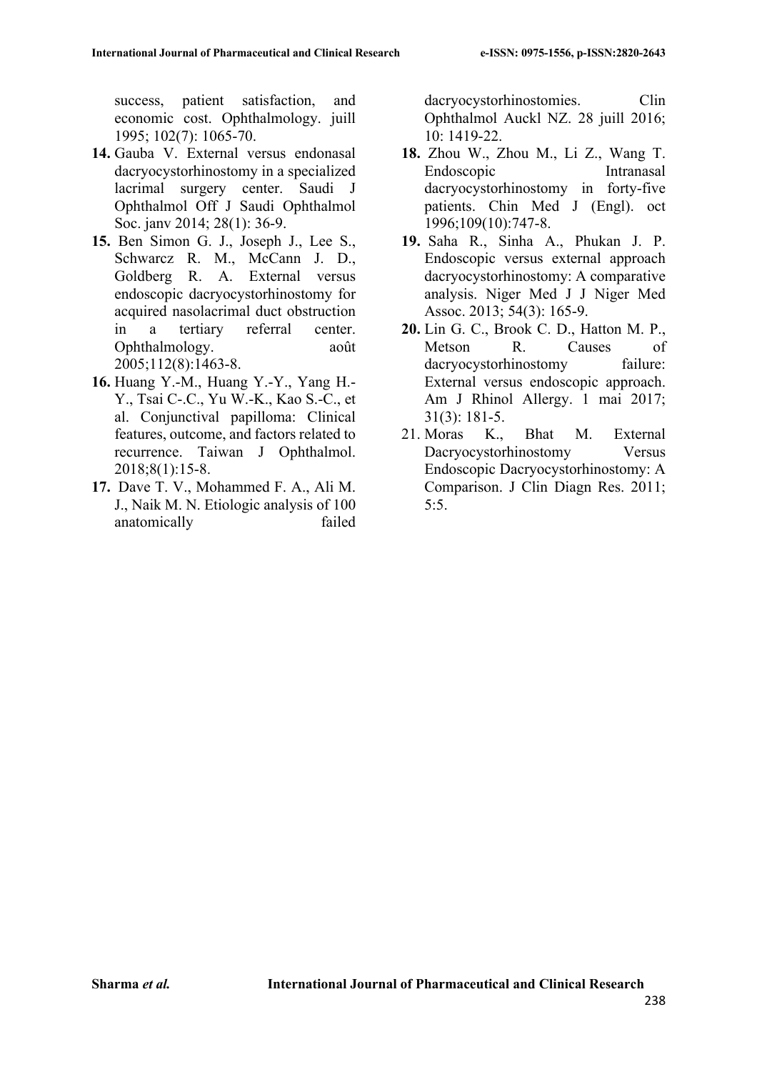success, patient satisfaction, and economic cost. Ophthalmology. juill 1995; 102(7): 1065-70.

14. Gauba V. External versus endonasal dacryocystorhinostomy in a specialized lacrimal surgery center. Saudi J Ophthalmol Off J Saudi Ophthalmol Soc. janv 2014; 28(1): 36-9.
15. Ben Simon G. J., Joseph J., Lee S., Schwarcz R. M., McCann J. D., Goldberg R. A. External versus endoscopic dacryocystorhinostomy for acquired nasolacrimal duct obstruction in a tertiary referral center. Ophthalmology. août 2005;112(8):1463-8.
16. Huang Y.-M., Huang Y.-Y., Yang H.-Y., Tsai C-.C., Yu W.-K., Kao S.-C., et al. Conjunctival papilloma: Clinical features, outcome, and factors related to recurrence. Taiwan J Ophthalmol. 2018;8(1):15-8.
17. Dave T. V., Mohammed F. A., Ali M. J., Naik M. N. Etiologic analysis of 100 anatomically failed dacryocystorhinostomies. Clin Ophthalmol Auckl NZ. 28 juill 2016; 10: 1419-22.
18. Zhou W., Zhou M., Li Z., Wang T. Endoscopic Intranasal dacryocystorhinostomy in forty-five patients. Chin Med J (Engl). oct 1996;109(10):747-8.
19. Saha R., Sinha A., Phukan J. P. Endoscopic versus external approach dacryocystorhinostomy: A comparative analysis. Niger Med J J Niger Med Assoc. 2013; 54(3): 165-9.
20. Lin G. C., Brook C. D., Hatton M. P., Metson R. Causes of dacryocystorhinostomy failure: External versus endoscopic approach. Am J Rhinol Allergy. 1 mai 2017; 31(3): 181-5.
21. Moras K., Bhat M. External Dacryocystorhinostomy Versus Endoscopic Dacryocystorhinostomy: A Comparison. J Clin Diagn Res. 2011; 5:5.